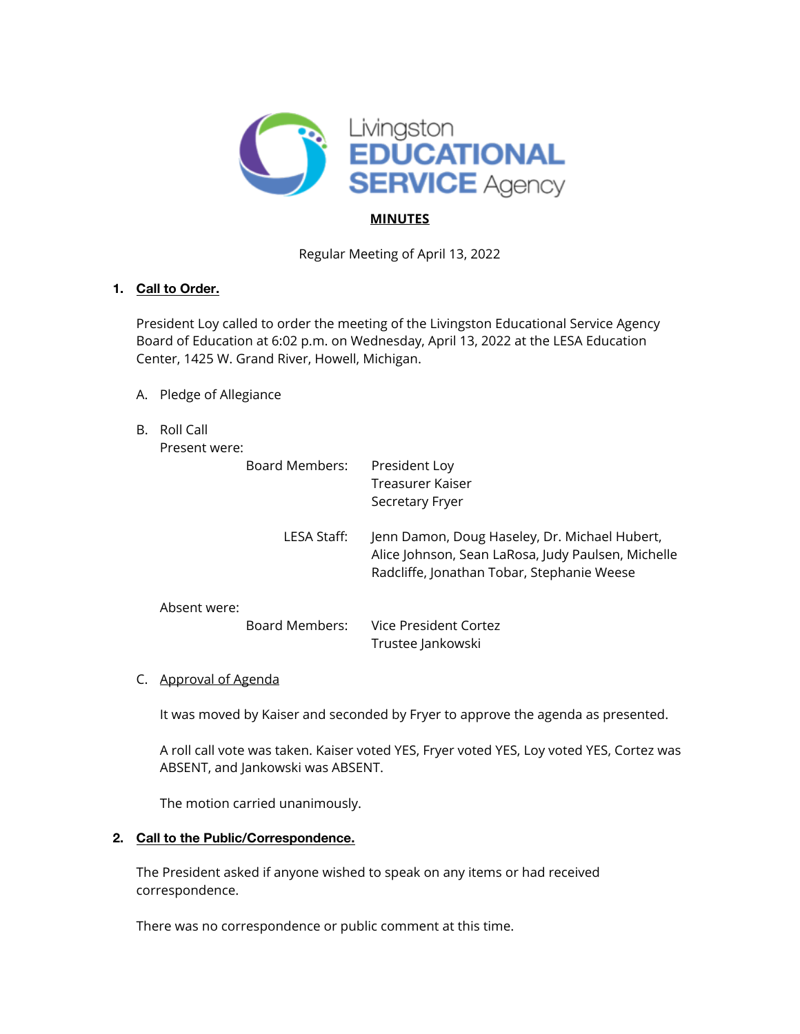Livingston EDUCATIONAL SERVICE Agency

**MINUTES**

Regular Meeting of April 13, 2022

**1. Call to Order.**

President Loy called to order the meeting of the Livingston Educational Service Agency Board of Education at 6:02 p.m. on Wednesday, April 13, 2022 at the LESA Education Center, 1425 W. Grand River, Howell, Michigan.

A. Pledge of Allegiance

B. Roll Call

Present were:

| | |
|---|---|
| Board Members: | President Loy<br>Treasurer Kaiser<br>Secretary Fryer |
| LESA Staff: | Jenn Damon, Doug Haseley, Dr. Michael Hubert, Alice Johnson, Sean LaRosa, Judy Paulsen, Michelle Radcliffe, Jonathan Tobar, Stephanie Weese |

Absent were:

| | |
|---|---|
| Board Members: | Vice President Cortez<br>Trustee Jankowski |

C. Approval of Agenda

It was moved by Kaiser and seconded by Fryer to approve the agenda as presented.

A roll call vote was taken. Kaiser voted YES, Fryer voted YES, Loy voted YES, Cortez was ABSENT, and Jankowski was ABSENT.

The motion carried unanimously.

**2. Call to the Public/Correspondence.**

The President asked if anyone wished to speak on any items or had received correspondence.

There was no correspondence or public comment at this time.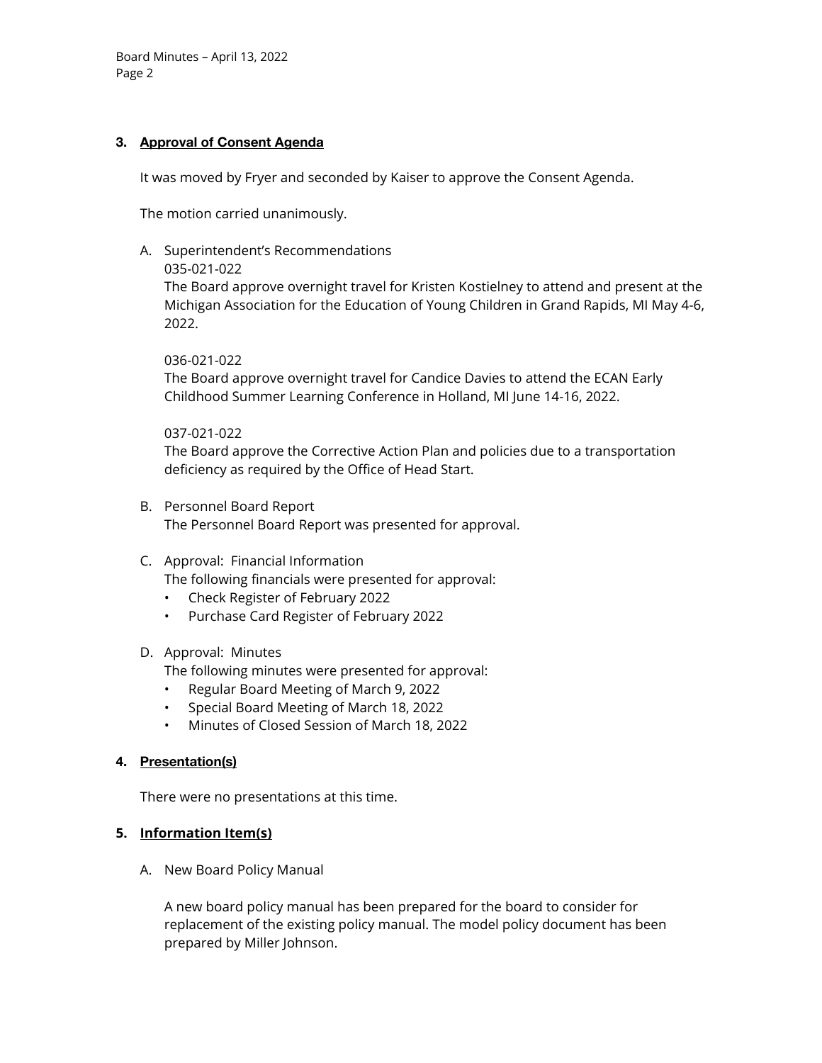### 3. **Approval of Consent Agenda**

It was moved by Fryer and seconded by Kaiser to approve the Consent Agenda.

The motion carried unanimously.

A. Superintendent's Recommendations

035-021-022
The Board approve overnight travel for Kristen Kostielney to attend and present at the Michigan Association for the Education of Young Children in Grand Rapids, MI May 4-6, 2022.

036-021-022
The Board approve overnight travel for Candice Davies to attend the ECAN Early Childhood Summer Learning Conference in Holland, MI June 14-16, 2022.

037-021-022
The Board approve the Corrective Action Plan and policies due to a transportation deficiency as required by the Office of Head Start.

B. Personnel Board Report
The Personnel Board Report was presented for approval.

C. Approval: Financial Information
The following financials were presented for approval:
- Check Register of February 2022
- Purchase Card Register of February 2022

D. Approval: Minutes
The following minutes were presented for approval:
- Regular Board Meeting of March 9, 2022
- Special Board Meeting of March 18, 2022
- Minutes of Closed Session of March 18, 2022

### 4. **Presentation(s)**

There were no presentations at this time.

### 5. **Information Item(s)**

A. New Board Policy Manual

A new board policy manual has been prepared for the board to consider for replacement of the existing policy manual. The model policy document has been prepared by Miller Johnson.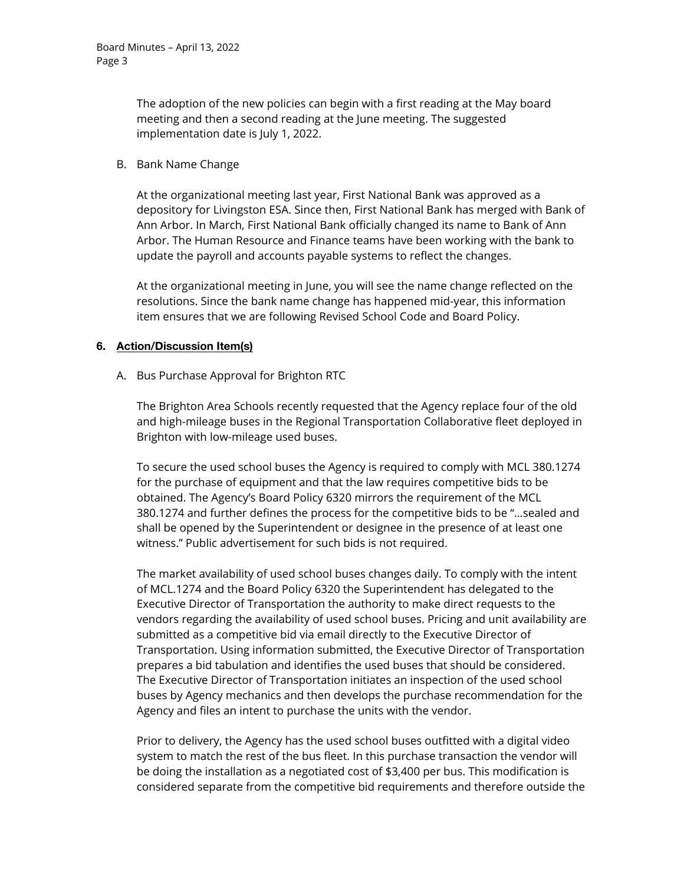The adoption of the new policies can begin with a first reading at the May board meeting and then a second reading at the June meeting. The suggested implementation date is July 1, 2022.

B. Bank Name Change

At the organizational meeting last year, First National Bank was approved as a depository for Livingston ESA. Since then, First National Bank has merged with Bank of Ann Arbor. In March, First National Bank officially changed its name to Bank of Ann Arbor. The Human Resource and Finance teams have been working with the bank to update the payroll and accounts payable systems to reflect the changes.

At the organizational meeting in June, you will see the name change reflected on the resolutions. Since the bank name change has happened mid-year, this information item ensures that we are following Revised School Code and Board Policy.

### 6. Action/Discussion Item(s)

A. Bus Purchase Approval for Brighton RTC

The Brighton Area Schools recently requested that the Agency replace four of the old and high-mileage buses in the Regional Transportation Collaborative fleet deployed in Brighton with low-mileage used buses.

To secure the used school buses the Agency is required to comply with MCL 380.1274 for the purchase of equipment and that the law requires competitive bids to be obtained. The Agency's Board Policy 6320 mirrors the requirement of the MCL 380.1274 and further defines the process for the competitive bids to be "…sealed and shall be opened by the Superintendent or designee in the presence of at least one witness." Public advertisement for such bids is not required.

The market availability of used school buses changes daily. To comply with the intent of MCL.1274 and the Board Policy 6320 the Superintendent has delegated to the Executive Director of Transportation the authority to make direct requests to the vendors regarding the availability of used school buses. Pricing and unit availability are submitted as a competitive bid via email directly to the Executive Director of Transportation. Using information submitted, the Executive Director of Transportation prepares a bid tabulation and identifies the used buses that should be considered. The Executive Director of Transportation initiates an inspection of the used school buses by Agency mechanics and then develops the purchase recommendation for the Agency and files an intent to purchase the units with the vendor.

Prior to delivery, the Agency has the used school buses outfitted with a digital video system to match the rest of the bus fleet. In this purchase transaction the vendor will be doing the installation as a negotiated cost of $3,400 per bus. This modification is considered separate from the competitive bid requirements and therefore outside the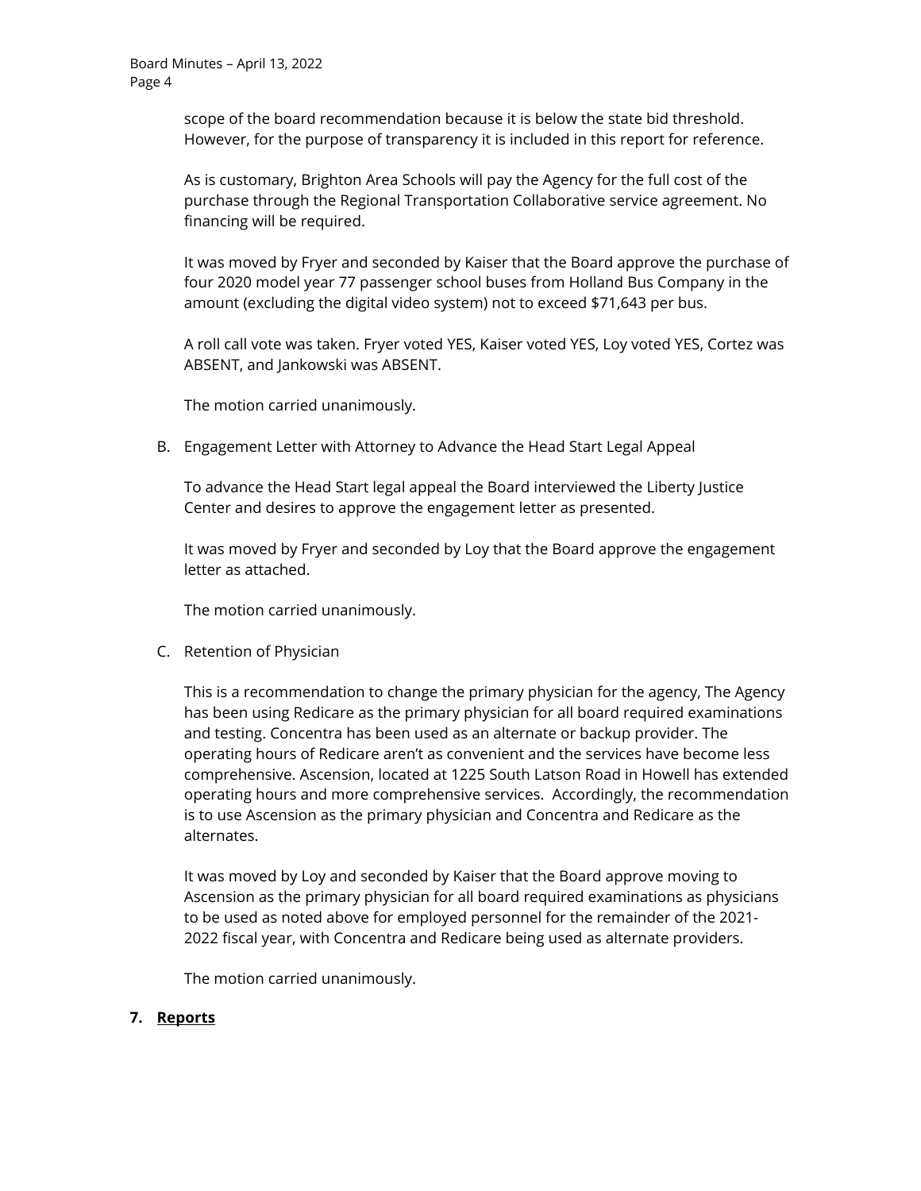scope of the board recommendation because it is below the state bid threshold. However, for the purpose of transparency it is included in this report for reference.

As is customary, Brighton Area Schools will pay the Agency for the full cost of the purchase through the Regional Transportation Collaborative service agreement. No financing will be required.

It was moved by Fryer and seconded by Kaiser that the Board approve the purchase of four 2020 model year 77 passenger school buses from Holland Bus Company in the amount (excluding the digital video system) not to exceed $71,643 per bus.

A roll call vote was taken. Fryer voted YES, Kaiser voted YES, Loy voted YES, Cortez was ABSENT, and Jankowski was ABSENT.

The motion carried unanimously.

B. Engagement Letter with Attorney to Advance the Head Start Legal Appeal

To advance the Head Start legal appeal the Board interviewed the Liberty Justice Center and desires to approve the engagement letter as presented.

It was moved by Fryer and seconded by Loy that the Board approve the engagement letter as attached.

The motion carried unanimously.

C. Retention of Physician

This is a recommendation to change the primary physician for the agency, The Agency has been using Redicare as the primary physician for all board required examinations and testing. Concentra has been used as an alternate or backup provider. The operating hours of Redicare aren't as convenient and the services have become less comprehensive. Ascension, located at 1225 South Latson Road in Howell has extended operating hours and more comprehensive services. Accordingly, the recommendation is to use Ascension as the primary physician and Concentra and Redicare as the alternates.

It was moved by Loy and seconded by Kaiser that the Board approve moving to Ascension as the primary physician for all board required examinations as physicians to be used as noted above for employed personnel for the remainder of the 2021-2022 fiscal year, with Concentra and Redicare being used as alternate providers.

The motion carried unanimously.

## 7. **Reports**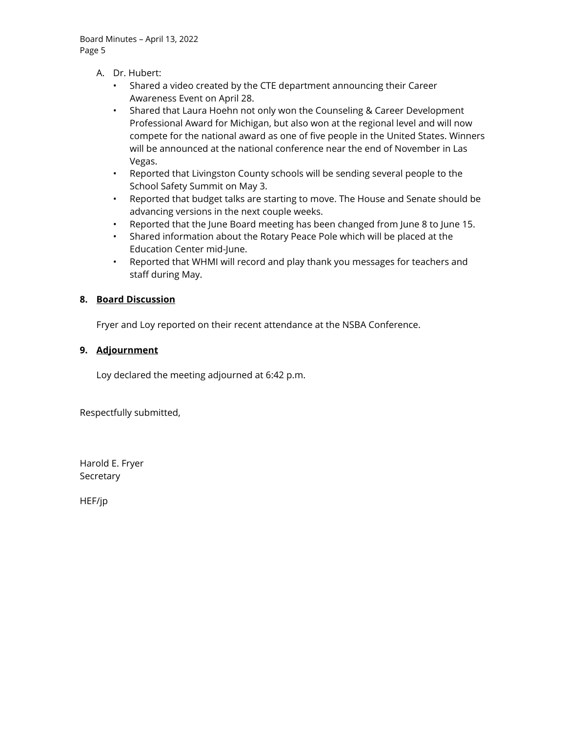A. Dr. Hubert:
   - Shared a video created by the CTE department announcing their Career Awareness Event on April 28.
   - Shared that Laura Hoehn not only won the Counseling & Career Development Professional Award for Michigan, but also won at the regional level and will now compete for the national award as one of five people in the United States. Winners will be announced at the national conference near the end of November in Las Vegas.
   - Reported that Livingston County schools will be sending several people to the School Safety Summit on May 3.
   - Reported that budget talks are starting to move. The House and Senate should be advancing versions in the next couple weeks.
   - Reported that the June Board meeting has been changed from June 8 to June 15.
   - Shared information about the Rotary Peace Pole which will be placed at the Education Center mid-June.
   - Reported that WHMI will record and play thank you messages for teachers and staff during May.

**8. <u>Board Discussion</u>**

Fryer and Loy reported on their recent attendance at the NSBA Conference.

**9. <u>Adjournment</u>**

Loy declared the meeting adjourned at 6:42 p.m.

Respectfully submitted,

Harold E. Fryer
Secretary

HEF/jp